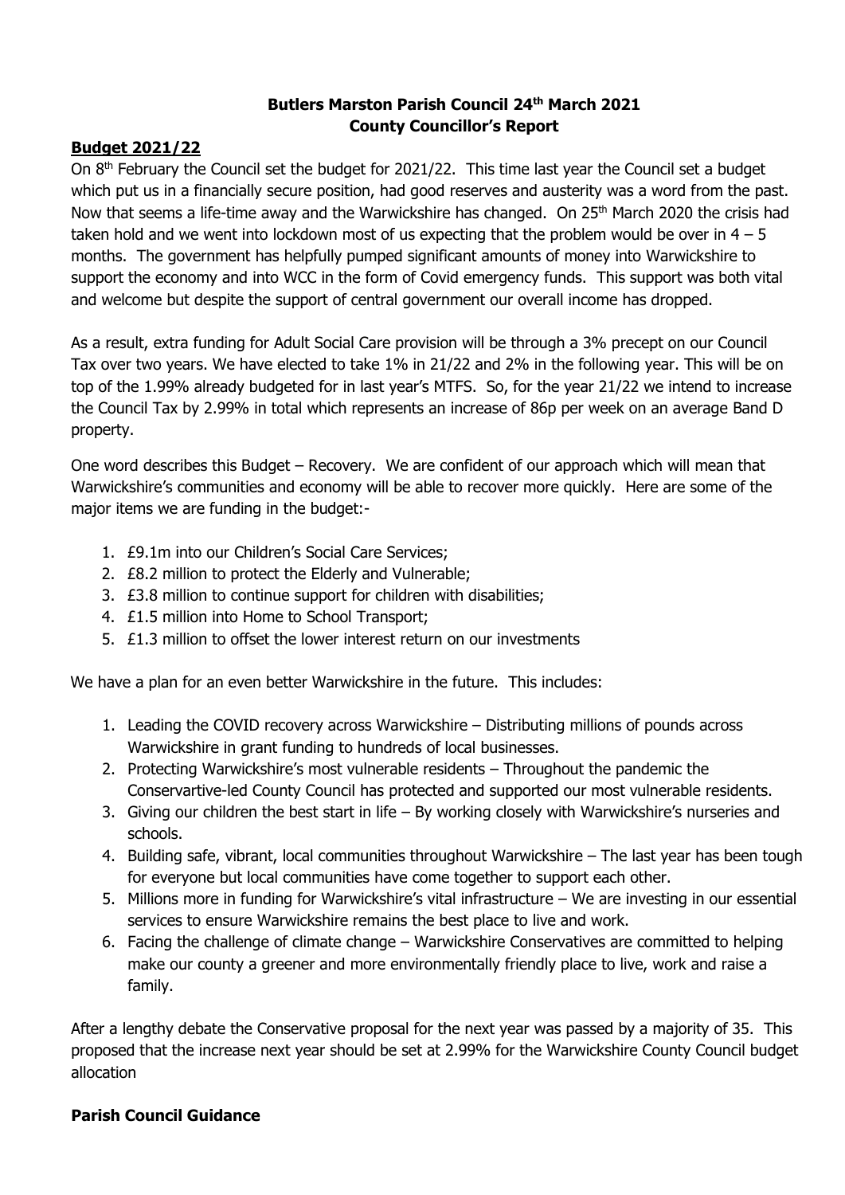# Butlers Marston Parish Council 24th March 2021
# County Councillor's Report

## Budget 2021/22

On 8th February the Council set the budget for 2021/22. This time last year the Council set a budget which put us in a financially secure position, had good reserves and austerity was a word from the past. Now that seems a life-time away and the Warwickshire has changed. On 25th March 2020 the crisis had taken hold and we went into lockdown most of us expecting that the problem would be over in 4 – 5 months. The government has helpfully pumped significant amounts of money into Warwickshire to support the economy and into WCC in the form of Covid emergency funds. This support was both vital and welcome but despite the support of central government our overall income has dropped.

As a result, extra funding for Adult Social Care provision will be through a 3% precept on our Council Tax over two years. We have elected to take 1% in 21/22 and 2% in the following year. This will be on top of the 1.99% already budgeted for in last year's MTFS. So, for the year 21/22 we intend to increase the Council Tax by 2.99% in total which represents an increase of 86p per week on an average Band D property.

One word describes this Budget – Recovery. We are confident of our approach which will mean that Warwickshire's communities and economy will be able to recover more quickly. Here are some of the major items we are funding in the budget:-

1. £9.1m into our Children's Social Care Services;
2. £8.2 million to protect the Elderly and Vulnerable;
3. £3.8 million to continue support for children with disabilities;
4. £1.5 million into Home to School Transport;
5. £1.3 million to offset the lower interest return on our investments

We have a plan for an even better Warwickshire in the future. This includes:

1. Leading the COVID recovery across Warwickshire – Distributing millions of pounds across Warwickshire in grant funding to hundreds of local businesses.
2. Protecting Warwickshire's most vulnerable residents – Throughout the pandemic the Conservartive-led County Council has protected and supported our most vulnerable residents.
3. Giving our children the best start in life – By working closely with Warwickshire's nurseries and schools.
4. Building safe, vibrant, local communities throughout Warwickshire – The last year has been tough for everyone but local communities have come together to support each other.
5. Millions more in funding for Warwickshire's vital infrastructure – We are investing in our essential services to ensure Warwickshire remains the best place to live and work.
6. Facing the challenge of climate change – Warwickshire Conservatives are committed to helping make our county a greener and more environmentally friendly place to live, work and raise a family.

After a lengthy debate the Conservative proposal for the next year was passed by a majority of 35. This proposed that the increase next year should be set at 2.99% for the Warwickshire County Council budget allocation

## Parish Council Guidance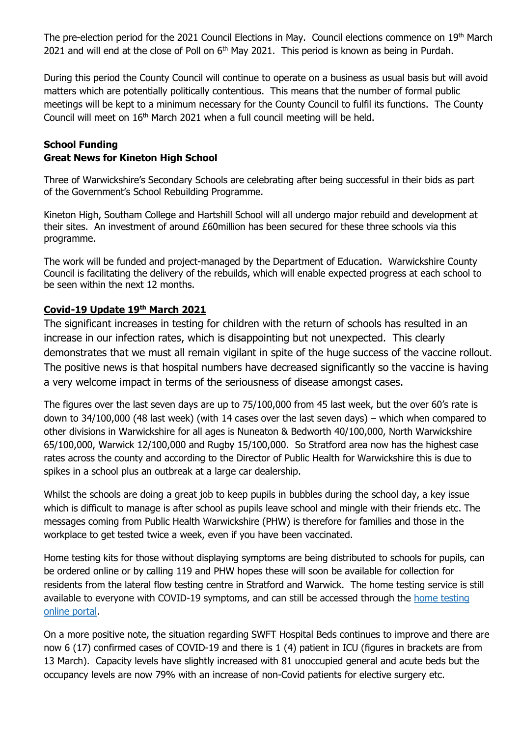The pre-election period for the 2021 Council Elections in May. Council elections commence on 19th March 2021 and will end at the close of Poll on 6th May 2021. This period is known as being in Purdah.

During this period the County Council will continue to operate on a business as usual basis but will avoid matters which are potentially politically contentious. This means that the number of formal public meetings will be kept to a minimum necessary for the County Council to fulfil its functions. The County Council will meet on 16th March 2021 when a full council meeting will be held.

**School Funding**
**Great News for Kineton High School**

Three of Warwickshire's Secondary Schools are celebrating after being successful in their bids as part of the Government's School Rebuilding Programme.

Kineton High, Southam College and Hartshill School will all undergo major rebuild and development at their sites. An investment of around £60million has been secured for these three schools via this programme.

The work will be funded and project-managed by the Department of Education. Warwickshire County Council is facilitating the delivery of the rebuilds, which will enable expected progress at each school to be seen within the next 12 months.

**Covid-19 Update 19th March 2021**

The significant increases in testing for children with the return of schools has resulted in an increase in our infection rates, which is disappointing but not unexpected. This clearly demonstrates that we must all remain vigilant in spite of the huge success of the vaccine rollout. The positive news is that hospital numbers have decreased significantly so the vaccine is having a very welcome impact in terms of the seriousness of disease amongst cases.

The figures over the last seven days are up to 75/100,000 from 45 last week, but the over 60's rate is down to 34/100,000 (48 last week) (with 14 cases over the last seven days) – which when compared to other divisions in Warwickshire for all ages is Nuneaton & Bedworth 40/100,000, North Warwickshire 65/100,000, Warwick 12/100,000 and Rugby 15/100,000. So Stratford area now has the highest case rates across the county and according to the Director of Public Health for Warwickshire this is due to spikes in a school plus an outbreak at a large car dealership.

Whilst the schools are doing a great job to keep pupils in bubbles during the school day, a key issue which is difficult to manage is after school as pupils leave school and mingle with their friends etc. The messages coming from Public Health Warwickshire (PHW) is therefore for families and those in the workplace to get tested twice a week, even if you have been vaccinated.

Home testing kits for those without displaying symptoms are being distributed to schools for pupils, can be ordered online or by calling 119 and PHW hopes these will soon be available for collection for residents from the lateral flow testing centre in Stratford and Warwick. The home testing service is still available to everyone with COVID-19 symptoms, and can still be accessed through the home testing online portal.

On a more positive note, the situation regarding SWFT Hospital Beds continues to improve and there are now 6 (17) confirmed cases of COVID-19 and there is 1 (4) patient in ICU (figures in brackets are from 13 March). Capacity levels have slightly increased with 81 unoccupied general and acute beds but the occupancy levels are now 79% with an increase of non-Covid patients for elective surgery etc.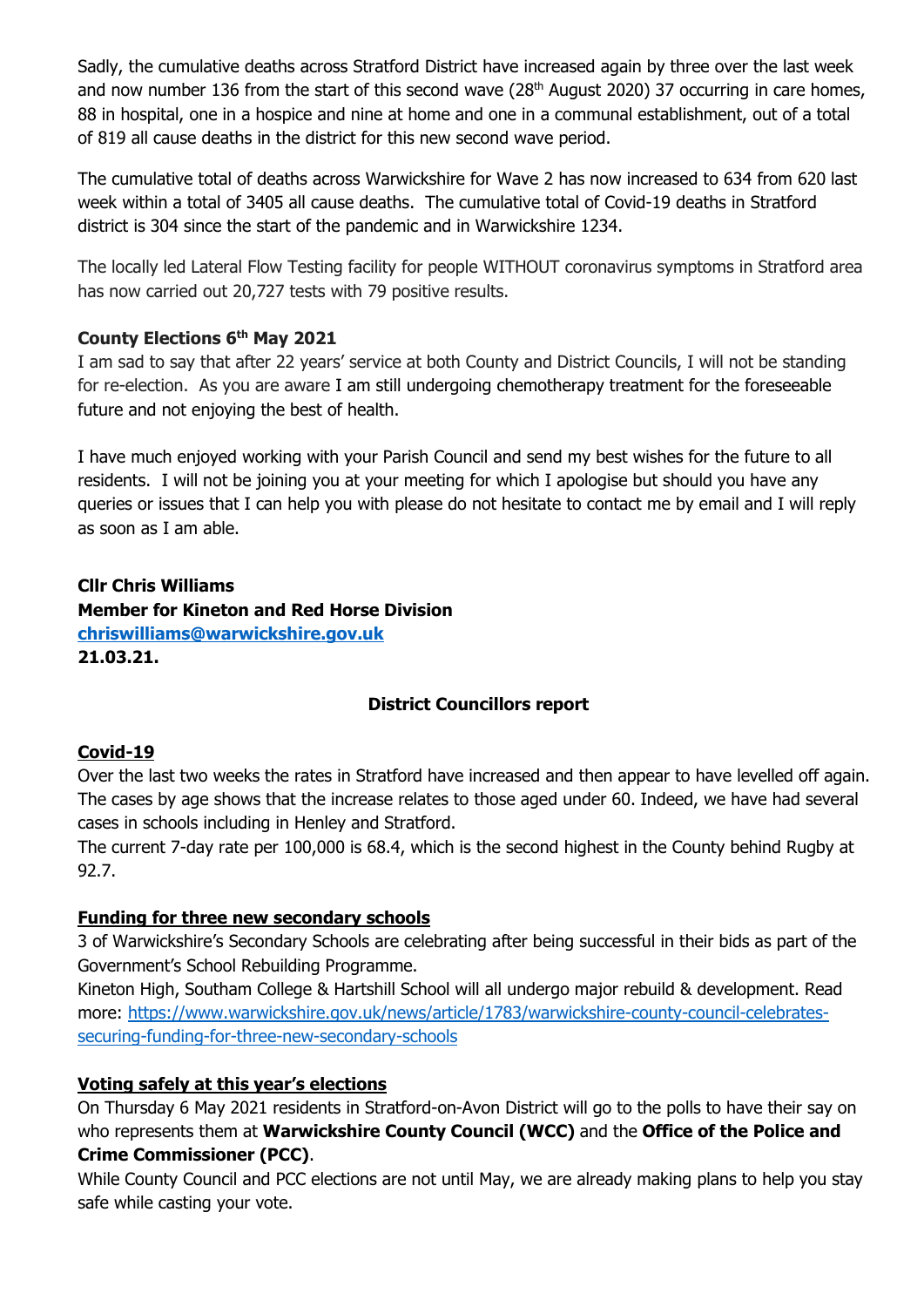Sadly, the cumulative deaths across Stratford District have increased again by three over the last week and now number 136 from the start of this second wave (28th August 2020) 37 occurring in care homes, 88 in hospital, one in a hospice and nine at home and one in a communal establishment, out of a total of 819 all cause deaths in the district for this new second wave period.

The cumulative total of deaths across Warwickshire for Wave 2 has now increased to 634 from 620 last week within a total of 3405 all cause deaths. The cumulative total of Covid-19 deaths in Stratford district is 304 since the start of the pandemic and in Warwickshire 1234.

The locally led Lateral Flow Testing facility for people WITHOUT coronavirus symptoms in Stratford area has now carried out 20,727 tests with 79 positive results.

**County Elections 6th May 2021**

I am sad to say that after 22 years' service at both County and District Councils, I will not be standing for re-election. As you are aware I am still undergoing chemotherapy treatment for the foreseeable future and not enjoying the best of health.

I have much enjoyed working with your Parish Council and send my best wishes for the future to all residents. I will not be joining you at your meeting for which I apologise but should you have any queries or issues that I can help you with please do not hesitate to contact me by email and I will reply as soon as I am able.

**Cllr Chris Williams**
**Member for Kineton and Red Horse Division**
**chriswilliams@warwickshire.gov.uk**
**21.03.21.**

## District Councillors report

### Covid-19

Over the last two weeks the rates in Stratford have increased and then appear to have levelled off again. The cases by age shows that the increase relates to those aged under 60. Indeed, we have had several cases in schools including in Henley and Stratford.

The current 7-day rate per 100,000 is 68.4, which is the second highest in the County behind Rugby at 92.7.

### Funding for three new secondary schools

3 of Warwickshire's Secondary Schools are celebrating after being successful in their bids as part of the Government's School Rebuilding Programme.

Kineton High, Southam College & Hartshill School will all undergo major rebuild & development. Read more: https://www.warwickshire.gov.uk/news/article/1783/warwickshire-county-council-celebrates-securing-funding-for-three-new-secondary-schools

### Voting safely at this year's elections

On Thursday 6 May 2021 residents in Stratford-on-Avon District will go to the polls to have their say on who represents them at **Warwickshire County Council (WCC)** and the **Office of the Police and Crime Commissioner (PCC)**.

While County Council and PCC elections are not until May, we are already making plans to help you stay safe while casting your vote.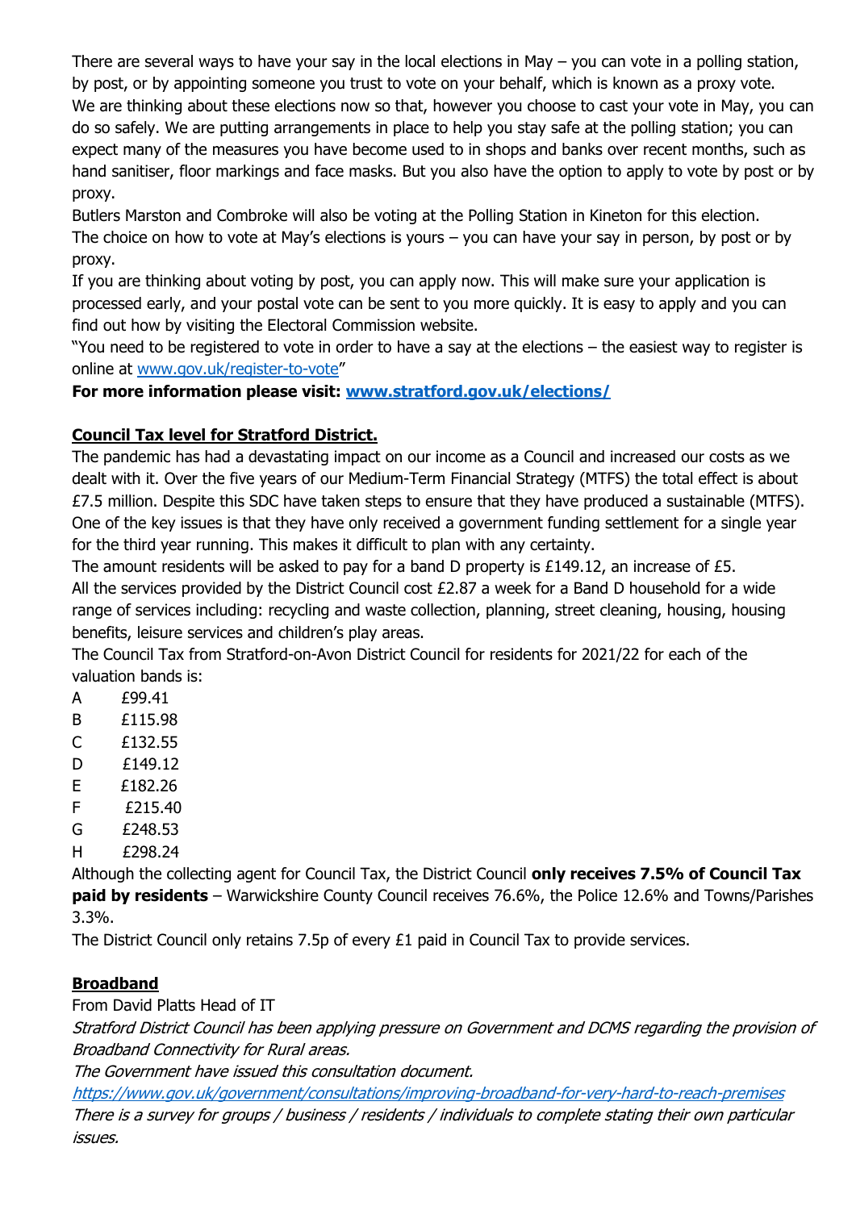There are several ways to have your say in the local elections in May – you can vote in a polling station, by post, or by appointing someone you trust to vote on your behalf, which is known as a proxy vote. We are thinking about these elections now so that, however you choose to cast your vote in May, you can do so safely. We are putting arrangements in place to help you stay safe at the polling station; you can expect many of the measures you have become used to in shops and banks over recent months, such as hand sanitiser, floor markings and face masks. But you also have the option to apply to vote by post or by proxy.

Butlers Marston and Combroke will also be voting at the Polling Station in Kineton for this election.

The choice on how to vote at May's elections is yours – you can have your say in person, by post or by proxy.

If you are thinking about voting by post, you can apply now. This will make sure your application is processed early, and your postal vote can be sent to you more quickly. It is easy to apply and you can find out how by visiting the Electoral Commission website.

"You need to be registered to vote in order to have a say at the elections – the easiest way to register is online at [www.gov.uk/register-to-vote](http://www.gov.uk/register-to-vote)"

**For more information please visit: [www.stratford.gov.uk/elections/](http://www.stratford.gov.uk/elections/)**

## Council Tax level for Stratford District.

The pandemic has had a devastating impact on our income as a Council and increased our costs as we dealt with it. Over the five years of our Medium-Term Financial Strategy (MTFS) the total effect is about £7.5 million. Despite this SDC have taken steps to ensure that they have produced a sustainable (MTFS). One of the key issues is that they have only received a government funding settlement for a single year for the third year running. This makes it difficult to plan with any certainty.

The amount residents will be asked to pay for a band D property is £149.12, an increase of £5.

All the services provided by the District Council cost £2.87 a week for a Band D household for a wide range of services including: recycling and waste collection, planning, street cleaning, housing, housing benefits, leisure services and children's play areas.

The Council Tax from Stratford-on-Avon District Council for residents for 2021/22 for each of the valuation bands is:

| | |
|---|---|
| A | £99.41 |
| B | £115.98 |
| C | £132.55 |
| D | £149.12 |
| E | £182.26 |
| F | £215.40 |
| G | £248.53 |
| H | £298.24 |

Although the collecting agent for Council Tax, the District Council **only receives 7.5% of Council Tax paid by residents** – Warwickshire County Council receives 76.6%, the Police 12.6% and Towns/Parishes 3.3%.

The District Council only retains 7.5p of every £1 paid in Council Tax to provide services.

## Broadband

From David Platts Head of IT

*Stratford District Council has been applying pressure on Government and DCMS regarding the provision of Broadband Connectivity for Rural areas.*

*The Government have issued this consultation document.*

*[https://www.gov.uk/government/consultations/improving-broadband-for-very-hard-to-reach-premises](https://www.gov.uk/government/consultations/improving-broadband-for-very-hard-to-reach-premises)*

*There is a survey for groups / business / residents / individuals to complete stating their own particular issues.*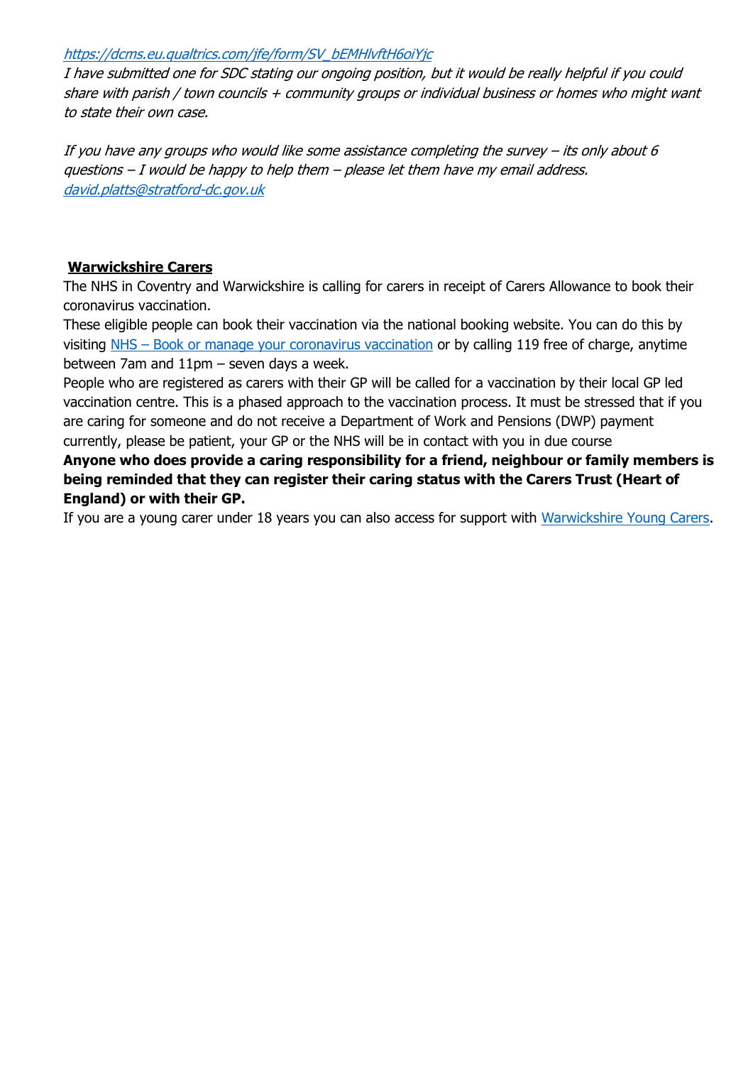*https://dcms.eu.qualtrics.com/jfe/form/SV_bEMHlvftH6oiYjc*
*I have submitted one for SDC stating our ongoing position, but it would be really helpful if you could share with parish / town councils + community groups or individual business or homes who might want to state their own case.*

*If you have any groups who would like some assistance completing the survey – its only about 6 questions – I would be happy to help them – please let them have my email address.*
*david.platts@stratford-dc.gov.uk*

**Warwickshire Carers**

The NHS in Coventry and Warwickshire is calling for carers in receipt of Carers Allowance to book their coronavirus vaccination.

These eligible people can book their vaccination via the national booking website. You can do this by visiting NHS – Book or manage your coronavirus vaccination or by calling 119 free of charge, anytime between 7am and 11pm – seven days a week.

People who are registered as carers with their GP will be called for a vaccination by their local GP led vaccination centre. This is a phased approach to the vaccination process. It must be stressed that if you are caring for someone and do not receive a Department of Work and Pensions (DWP) payment currently, please be patient, your GP or the NHS will be in contact with you in due course

**Anyone who does provide a caring responsibility for a friend, neighbour or family members is being reminded that they can register their caring status with the Carers Trust (Heart of England) or with their GP.**

If you are a young carer under 18 years you can also access for support with Warwickshire Young Carers.